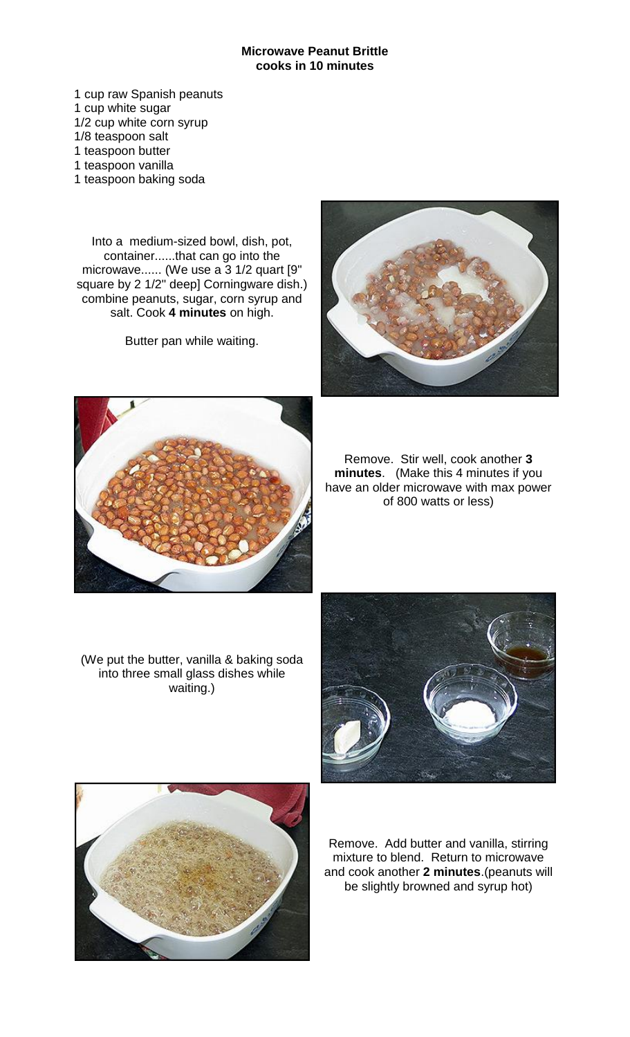**Microwave Peanut Brittle**
**cooks in 10 minutes**

1 cup raw Spanish peanuts
1 cup white sugar
1/2 cup white corn syrup
1/8 teaspoon salt
1 teaspoon butter
1 teaspoon vanilla
1 teaspoon baking soda

Into a medium-sized bowl, dish, pot, container......that can go into the microwave...... (We use a 3 1/2 quart [9" square by 2 1/2" deep] Corningware dish.) combine peanuts, sugar, corn syrup and salt. Cook **4 minutes** on high.

Butter pan while waiting.

Remove. Stir well, cook another **3 minutes**. (Make this 4 minutes if you have an older microwave with max power of 800 watts or less)

(We put the butter, vanilla & baking soda into three small glass dishes while waiting.)

Remove. Add butter and vanilla, stirring mixture to blend. Return to microwave and cook another **2 minutes**.(peanuts will be slightly browned and syrup hot)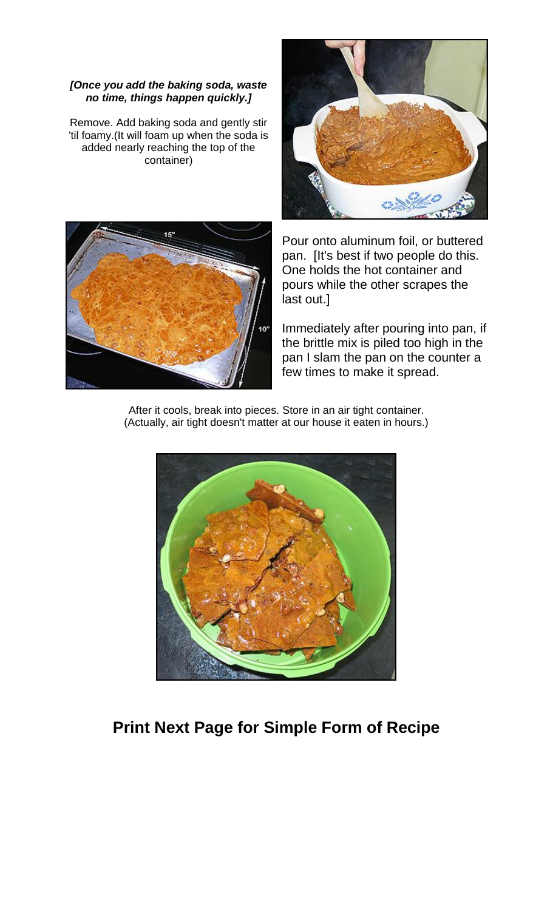***[Once you add the baking soda, waste no time, things happen quickly.]***

Remove. Add baking soda and gently stir 'til foamy.(It will foam up when the soda is added nearly reaching the top of the container)

Pour onto aluminum foil, or buttered pan. [It's best if two people do this. One holds the hot container and pours while the other scrapes the last out.]

Immediately after pouring into pan, if the brittle mix is piled too high in the pan I slam the pan on the counter a few times to make it spread.

After it cools, break into pieces. Store in an air tight container. (Actually, air tight doesn't matter at our house it eaten in hours.)

## Print Next Page for Simple Form of Recipe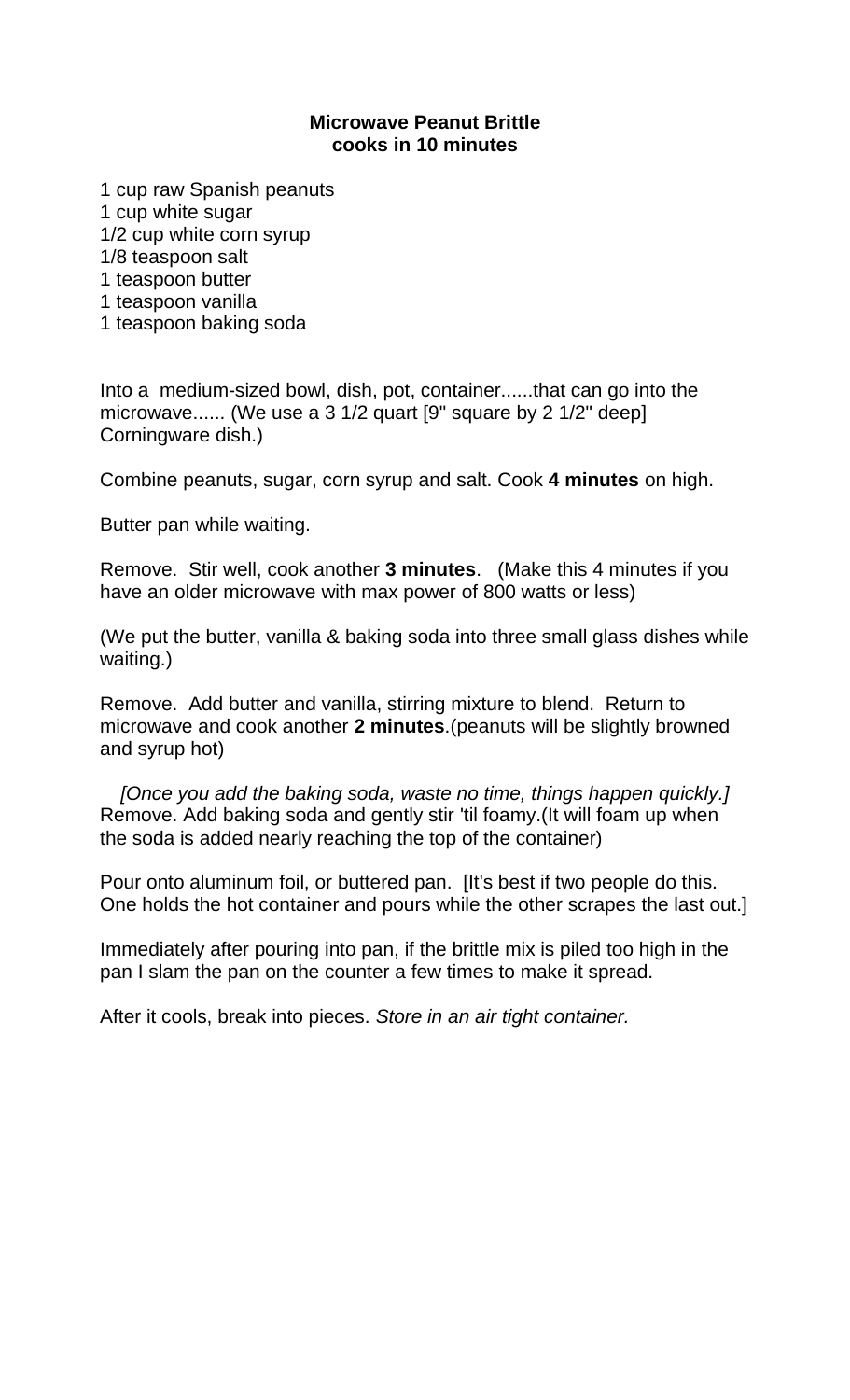**Microwave Peanut Brittle**
**cooks in 10 minutes**

1 cup raw Spanish peanuts
1 cup white sugar
1/2 cup white corn syrup
1/8 teaspoon salt
1 teaspoon butter
1 teaspoon vanilla
1 teaspoon baking soda

Into a medium-sized bowl, dish, pot, container......that can go into the microwave...... (We use a 3 1/2 quart [9" square by 2 1/2" deep] Corningware dish.)

Combine peanuts, sugar, corn syrup and salt. Cook **4 minutes** on high.

Butter pan while waiting.

Remove. Stir well, cook another **3 minutes**. (Make this 4 minutes if you have an older microwave with max power of 800 watts or less)

(We put the butter, vanilla & baking soda into three small glass dishes while waiting.)

Remove. Add butter and vanilla, stirring mixture to blend. Return to microwave and cook another **2 minutes**.(peanuts will be slightly browned and syrup hot)

*[Once you add the baking soda, waste no time, things happen quickly.]*
Remove. Add baking soda and gently stir 'til foamy.(It will foam up when the soda is added nearly reaching the top of the container)

Pour onto aluminum foil, or buttered pan. [It's best if two people do this. One holds the hot container and pours while the other scrapes the last out.]

Immediately after pouring into pan, if the brittle mix is piled too high in the pan I slam the pan on the counter a few times to make it spread.

After it cools, break into pieces. *Store in an air tight container.*